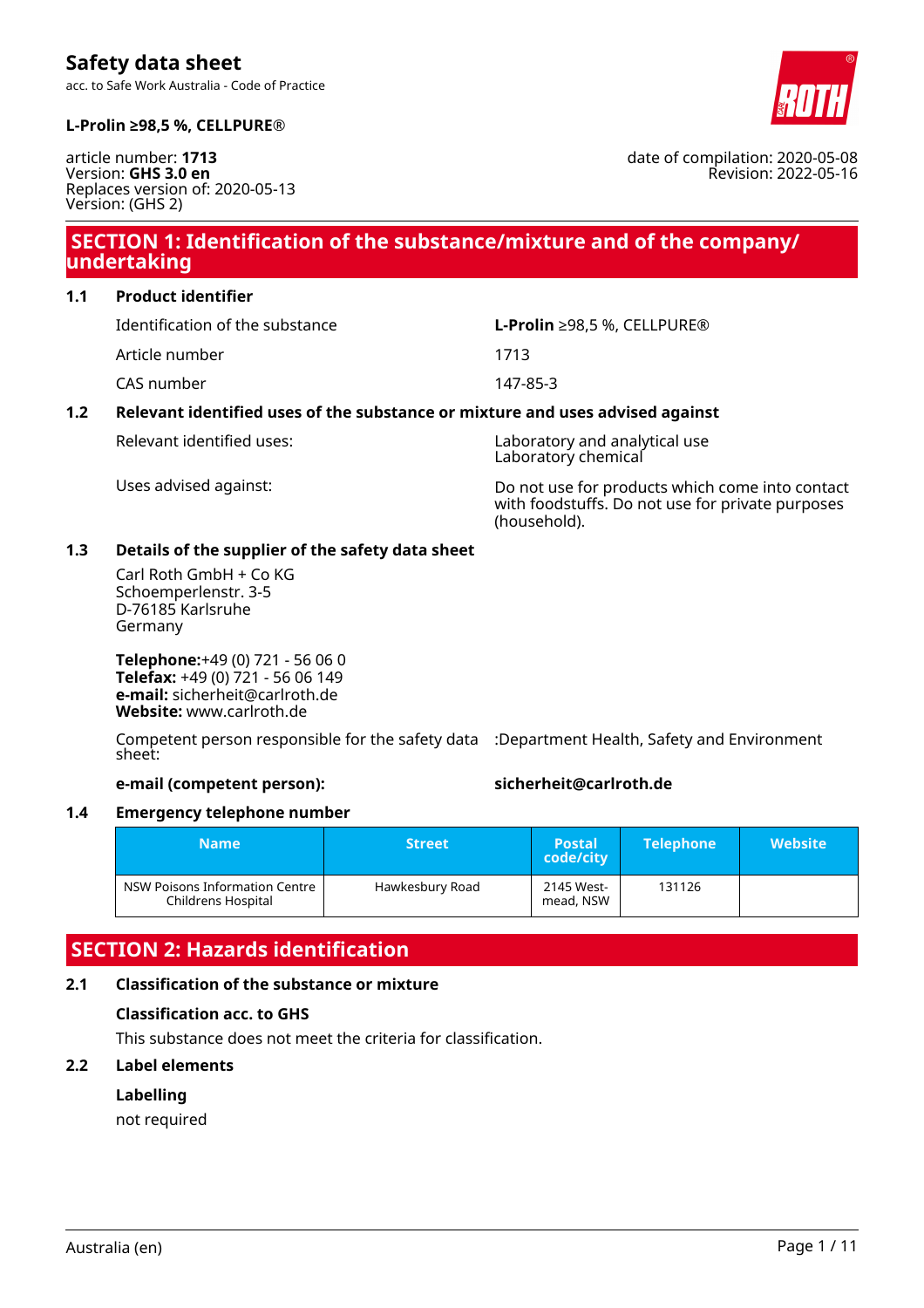# Safety data sheet

acc. to Safe Work Australia - Code of Practice

**L-Prolin ≥98,5 %, CELLPURE®**

article number: **1713**
Version: **GHS 3.0 en**
Replaces version of: 2020-05-13
Version: (GHS 2)

date of compilation: 2020-05-08
Revision: 2022-05-16

## SECTION 1: Identification of the substance/mixture and of the company/undertaking

### 1.1 Product identifier

| | |
|---|---|
| Identification of the substance | **L-Prolin** ≥98,5 %, CELLPURE® |
| Article number | 1713 |
| CAS number | 147-85-3 |

### 1.2 Relevant identified uses of the substance or mixture and uses advised against

| | |
|---|---|
| Relevant identified uses: | Laboratory and analytical use<br>Laboratory chemical |
| Uses advised against: | Do not use for products which come into contact with foodstuffs. Do not use for private purposes (household). |

### 1.3 Details of the supplier of the safety data sheet

Carl Roth GmbH + Co KG
Schoemperlenstr. 3-5
D-76185 Karlsruhe
Germany

**Telephone:**+49 (0) 721 - 56 06 0
**Telefax:** +49 (0) 721 - 56 06 149
**e-mail:** sicherheit@carlroth.de
**Website:** www.carlroth.de

Competent person responsible for the safety data sheet: :Department Health, Safety and Environment

**e-mail (competent person):** **sicherheit@carlroth.de**

### 1.4 Emergency telephone number

| Name | Street | Postal code/city | Telephone | Website |
|---|---|---|---|---|
| NSW Poisons Information Centre Childrens Hospital | Hawkesbury Road | 2145 Westmead, NSW | 131126 | |

## SECTION 2: Hazards identification

### 2.1 Classification of the substance or mixture

**Classification acc. to GHS**

This substance does not meet the criteria for classification.

### 2.2 Label elements

**Labelling**

not required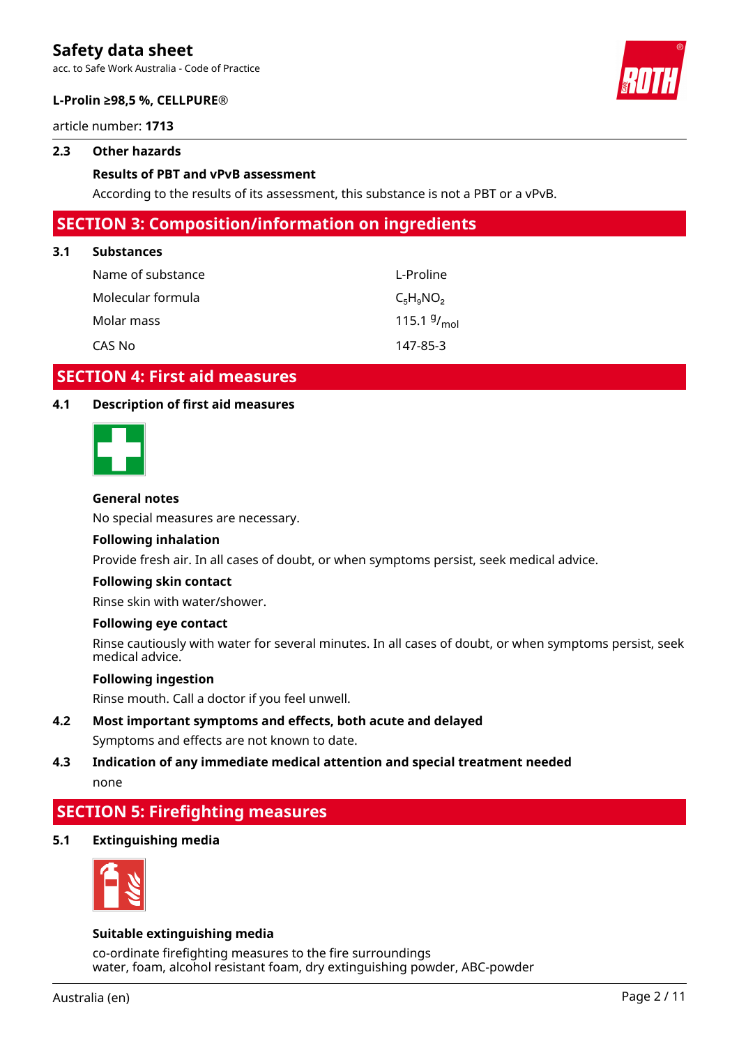### 2.3 Other hazards

**Results of PBT and vPvB assessment**

According to the results of its assessment, this substance is not a PBT or a vPvB.

## SECTION 3: Composition/information on ingredients

### 3.1 Substances

| | |
|---|---|
| Name of substance | L-Proline |
| Molecular formula | $C_5H_9NO_2$ |
| Molar mass | 115.1 $^{g}/_{mol}$ |
| CAS No | 147-85-3 |

## SECTION 4: First aid measures

### 4.1 Description of first aid measures

**General notes**

No special measures are necessary.

**Following inhalation**

Provide fresh air. In all cases of doubt, or when symptoms persist, seek medical advice.

**Following skin contact**

Rinse skin with water/shower.

**Following eye contact**

Rinse cautiously with water for several minutes. In all cases of doubt, or when symptoms persist, seek medical advice.

**Following ingestion**

Rinse mouth. Call a doctor if you feel unwell.

### 4.2 Most important symptoms and effects, both acute and delayed

Symptoms and effects are not known to date.

### 4.3 Indication of any immediate medical attention and special treatment needed

none

## SECTION 5: Firefighting measures

### 5.1 Extinguishing media

**Suitable extinguishing media**

co-ordinate firefighting measures to the fire surroundings
water, foam, alcohol resistant foam, dry extinguishing powder, ABC-powder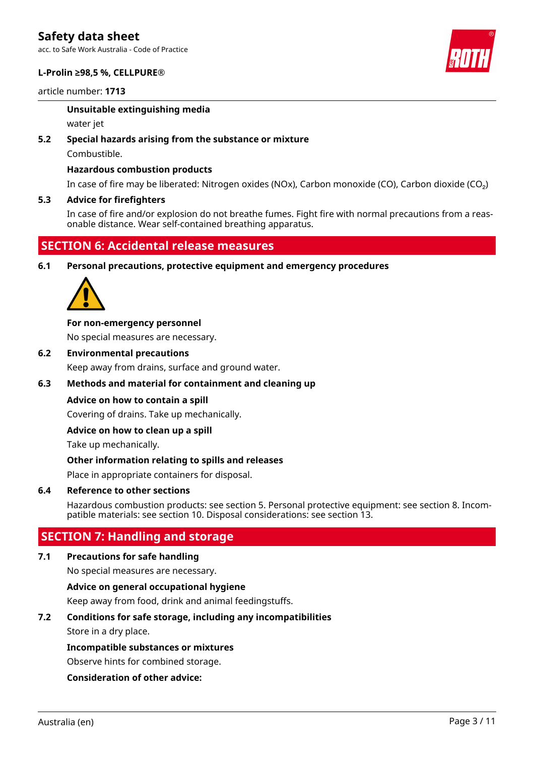#### Unsuitable extinguishing media

water jet

### 5.2 Special hazards arising from the substance or mixture

Combustible.

#### Hazardous combustion products

In case of fire may be liberated: Nitrogen oxides (NOx), Carbon monoxide (CO), Carbon dioxide ($CO_2$)

### 5.3 Advice for firefighters

In case of fire and/or explosion do not breathe fumes. Fight fire with normal precautions from a reasonable distance. Wear self-contained breathing apparatus.

## SECTION 6: Accidental release measures

### 6.1 Personal precautions, protective equipment and emergency procedures

#### For non-emergency personnel

No special measures are necessary.

### 6.2 Environmental precautions

Keep away from drains, surface and ground water.

### 6.3 Methods and material for containment and cleaning up

#### Advice on how to contain a spill

Covering of drains. Take up mechanically.

#### Advice on how to clean up a spill

Take up mechanically.

#### Other information relating to spills and releases

Place in appropriate containers for disposal.

### 6.4 Reference to other sections

Hazardous combustion products: see section 5. Personal protective equipment: see section 8. Incompatible materials: see section 10. Disposal considerations: see section 13.

## SECTION 7: Handling and storage

### 7.1 Precautions for safe handling

No special measures are necessary.

#### Advice on general occupational hygiene

Keep away from food, drink and animal feedingstuffs.

### 7.2 Conditions for safe storage, including any incompatibilities

Store in a dry place.

#### Incompatible substances or mixtures

Observe hints for combined storage.

#### Consideration of other advice: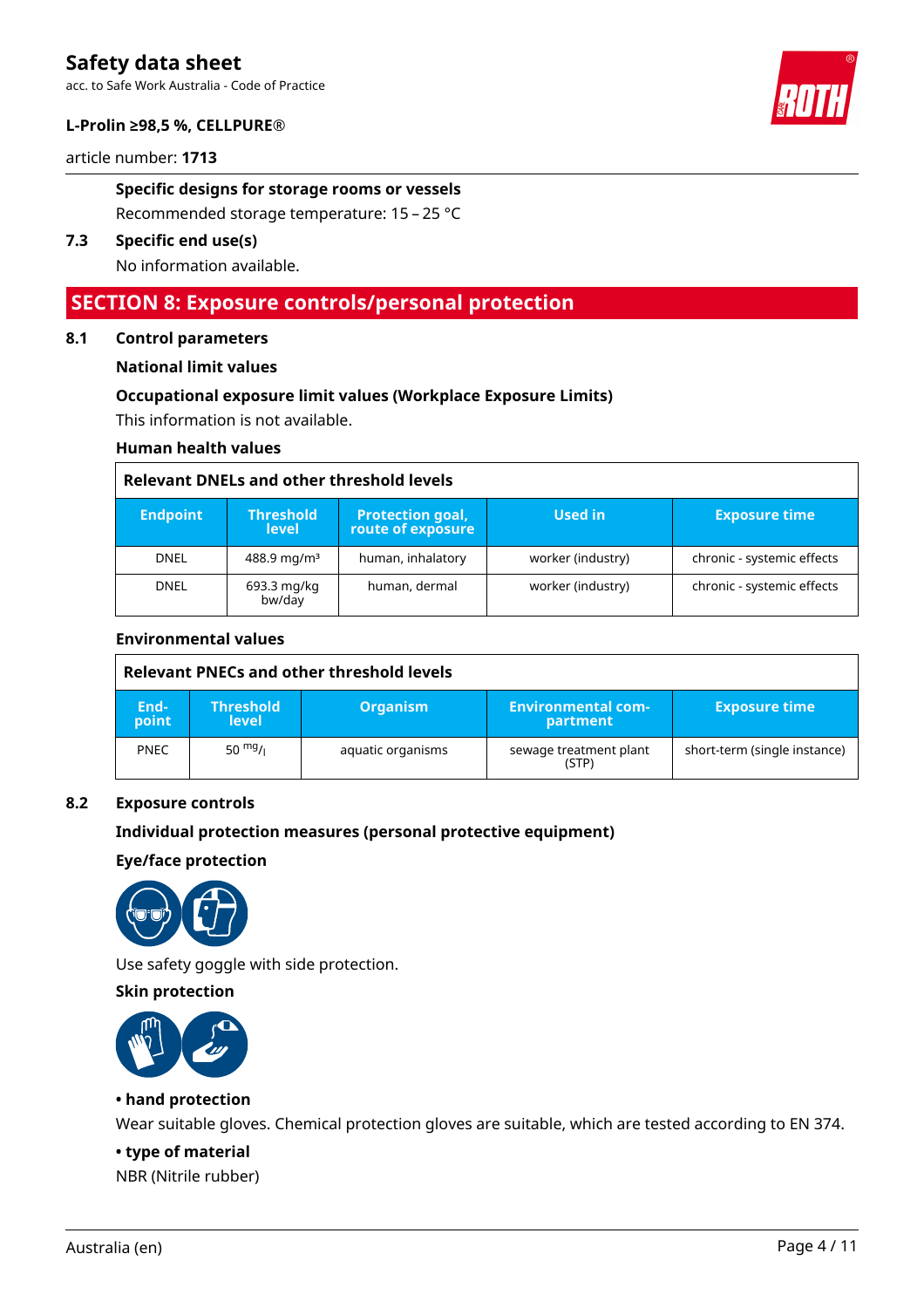**Specific designs for storage rooms or vessels**

Recommended storage temperature: 15 – 25 °C

**7.3 Specific end use(s)**

No information available.

## SECTION 8: Exposure controls/personal protection

### 8.1 Control parameters

**National limit values**

**Occupational exposure limit values (Workplace Exposure Limits)**

This information is not available.

**Human health values**

| Relevant DNELs and other threshold levels | | | | |
|---|---|---|---|---|
| Endpoint | Threshold level | Protection goal, route of exposure | Used in | Exposure time |
| DNEL | 488.9 mg/m³ | human, inhalatory | worker (industry) | chronic - systemic effects |
| DNEL | 693.3 mg/kg bw/day | human, dermal | worker (industry) | chronic - systemic effects |

**Environmental values**

| Relevant PNECs and other threshold levels | | | | |
|---|---|---|---|---|
| End-point | Threshold level | Organism | Environmental com-partment | Exposure time |
| PNEC | 50 mg/l | aquatic organisms | sewage treatment plant (STP) | short-term (single instance) |

### 8.2 Exposure controls

**Individual protection measures (personal protective equipment)**

**Eye/face protection**

Use safety goggle with side protection.

**Skin protection**

**• hand protection**

Wear suitable gloves. Chemical protection gloves are suitable, which are tested according to EN 374.

**• type of material**

NBR (Nitrile rubber)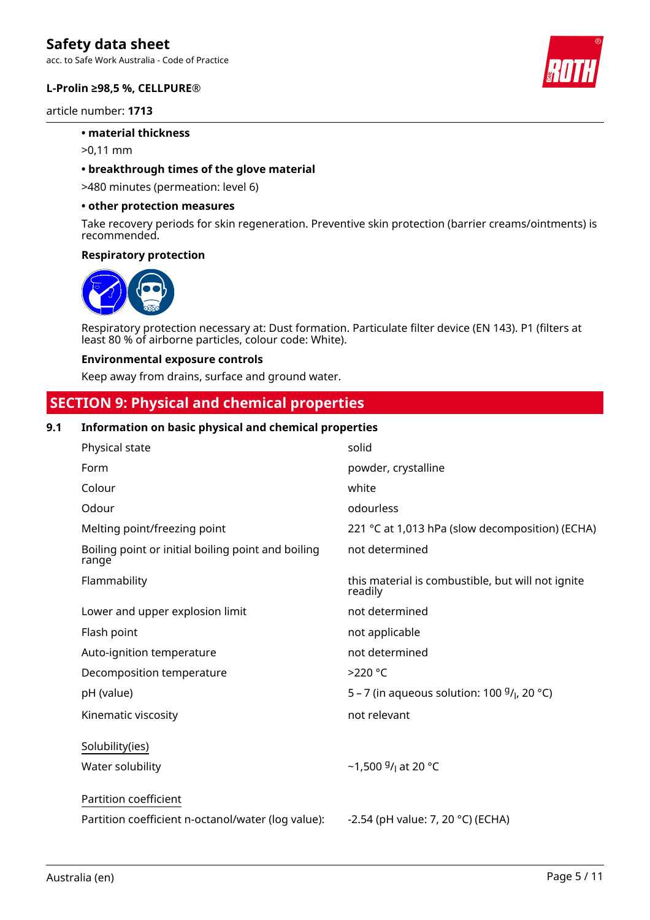- **material thickness**

  >0,11 mm

- **breakthrough times of the glove material**

  >480 minutes (permeation: level 6)

- **other protection measures**

  Take recovery periods for skin regeneration. Preventive skin protection (barrier creams/ointments) is recommended.

**Respiratory protection**

Respiratory protection necessary at: Dust formation. Particulate filter device (EN 143). P1 (filters at least 80 % of airborne particles, colour code: White).

**Environmental exposure controls**

Keep away from drains, surface and ground water.

## SECTION 9: Physical and chemical properties

### 9.1 Information on basic physical and chemical properties

| Property | Value |
|---|---|
| Physical state | solid |
| Form | powder, crystalline |
| Colour | white |
| Odour | odourless |
| Melting point/freezing point | 221 °C at 1,013 hPa (slow decomposition) (ECHA) |
| Boiling point or initial boiling point and boiling range | not determined |
| Flammability | this material is combustible, but will not ignite readily |
| Lower and upper explosion limit | not determined |
| Flash point | not applicable |
| Auto-ignition temperature | not determined |
| Decomposition temperature | >220 °C |
| pH (value) | 5 – 7 (in aqueous solution: 100 $^{g}/_{l}$, 20 °C) |
| Kinematic viscosity | not relevant |

Solubility(ies)

| Property | Value |
|---|---|
| Water solubility | ~1,500 $^{g}/_{l}$ at 20 °C |

Partition coefficient

| Property | Value |
|---|---|
| Partition coefficient n-octanol/water (log value): | -2.54 (pH value: 7, 20 °C) (ECHA) |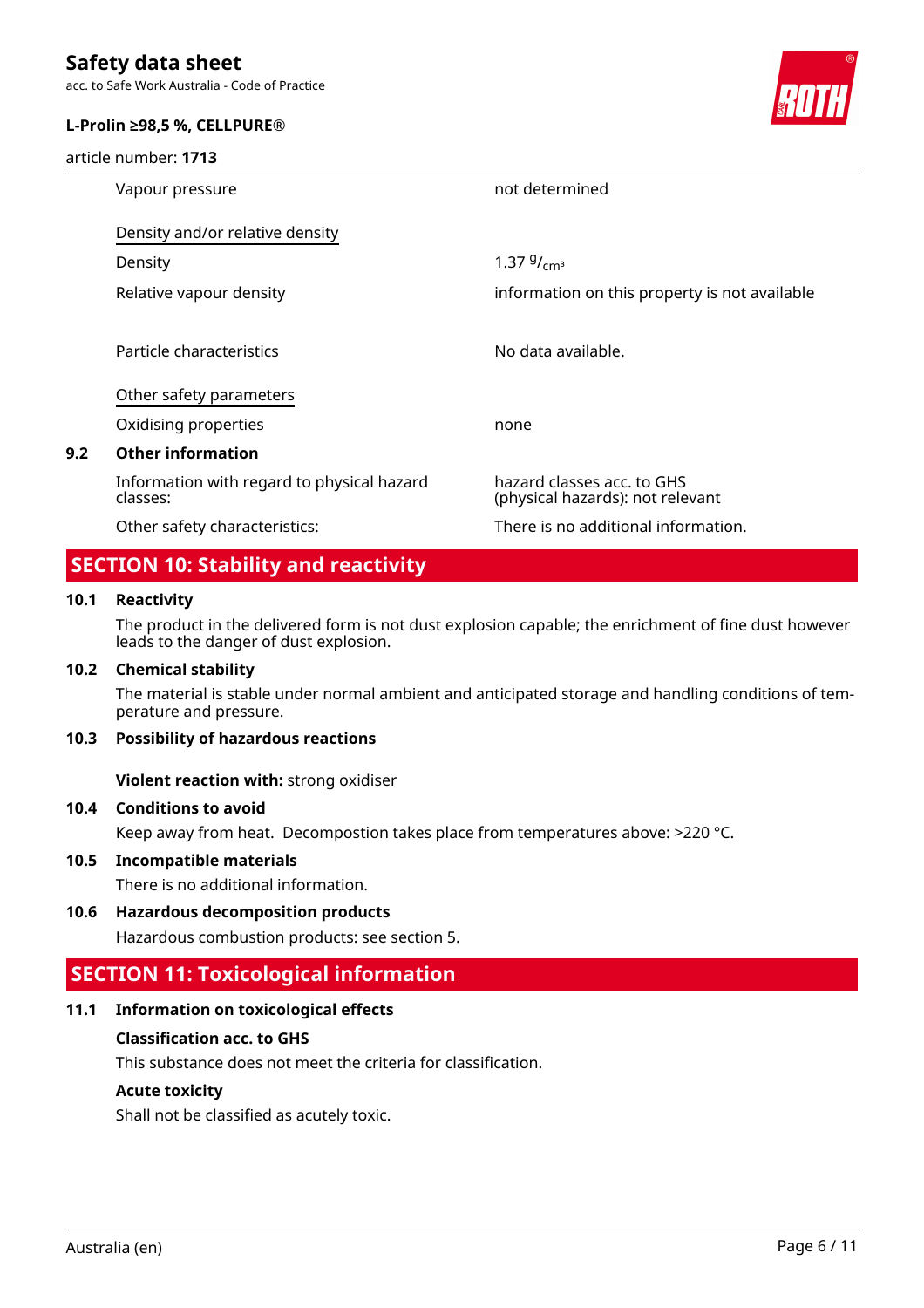| | |
|---|---|
| Vapour pressure | not determined |
| Density and/or relative density | |
| Density | 1.37 $^{g}/_{cm^3}$ |
| Relative vapour density | information on this property is not available |
| Particle characteristics | No data available. |
| Other safety parameters | |
| Oxidising properties | none |

### 9.2 Other information

| | |
|---|---|
| Information with regard to physical hazard classes: | hazard classes acc. to GHS (physical hazards): not relevant |
| Other safety characteristics: | There is no additional information. |

## SECTION 10: Stability and reactivity

### 10.1 Reactivity

The product in the delivered form is not dust explosion capable; the enrichment of fine dust however leads to the danger of dust explosion.

### 10.2 Chemical stability

The material is stable under normal ambient and anticipated storage and handling conditions of temperature and pressure.

### 10.3 Possibility of hazardous reactions

**Violent reaction with:** strong oxidiser

### 10.4 Conditions to avoid

Keep away from heat. Decompostion takes place from temperatures above: >220 °C.

### 10.5 Incompatible materials

There is no additional information.

### 10.6 Hazardous decomposition products

Hazardous combustion products: see section 5.

## SECTION 11: Toxicological information

### 11.1 Information on toxicological effects

**Classification acc. to GHS**

This substance does not meet the criteria for classification.

**Acute toxicity**

Shall not be classified as acutely toxic.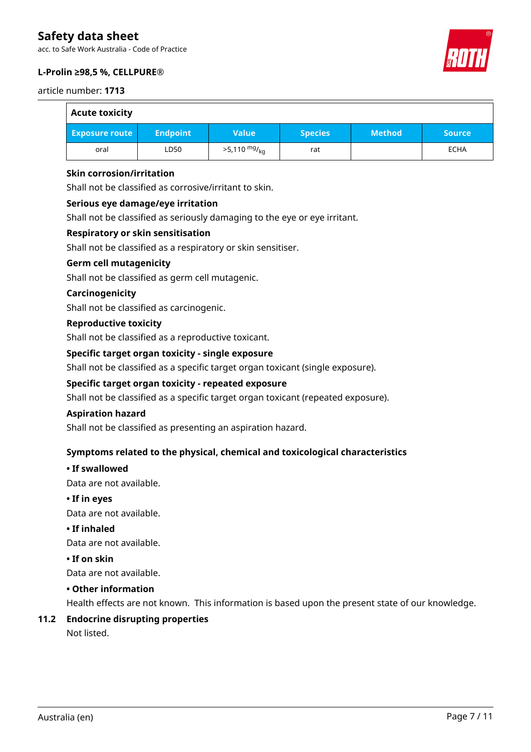| Acute toxicity | | | | | |
|---|---|---|---|---|---|
| **Exposure route** | **Endpoint** | **Value** | **Species** | **Method** | **Source** |
| oral | LD50 | >5,110 $^{mg}/_{kg}$ | rat | | ECHA |

**Skin corrosion/irritation**

Shall not be classified as corrosive/irritant to skin.

**Serious eye damage/eye irritation**

Shall not be classified as seriously damaging to the eye or eye irritant.

**Respiratory or skin sensitisation**

Shall not be classified as a respiratory or skin sensitiser.

**Germ cell mutagenicity**

Shall not be classified as germ cell mutagenic.

**Carcinogenicity**

Shall not be classified as carcinogenic.

**Reproductive toxicity**

Shall not be classified as a reproductive toxicant.

**Specific target organ toxicity - single exposure**

Shall not be classified as a specific target organ toxicant (single exposure).

**Specific target organ toxicity - repeated exposure**

Shall not be classified as a specific target organ toxicant (repeated exposure).

**Aspiration hazard**

Shall not be classified as presenting an aspiration hazard.

**Symptoms related to the physical, chemical and toxicological characteristics**

**• If swallowed**

Data are not available.

**• If in eyes**

Data are not available.

**• If inhaled**

Data are not available.

**• If on skin**

Data are not available.

**• Other information**

Health effects are not known. This information is based upon the present state of our knowledge.

## 11.2 Endocrine disrupting properties

Not listed.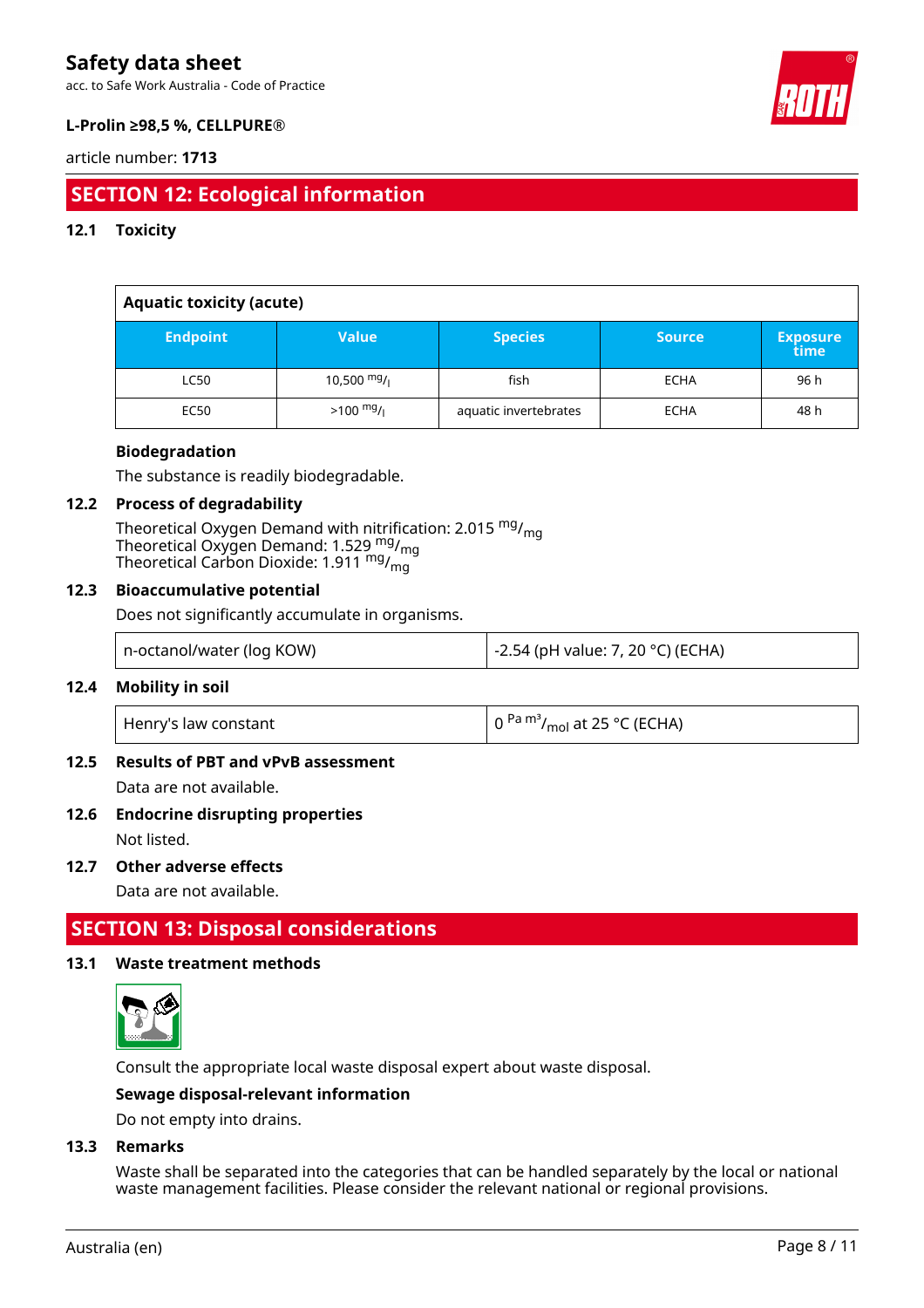## SECTION 12: Ecological information

### 12.1 Toxicity

**Aquatic toxicity (acute)**

| Endpoint | Value | Species | Source | Exposure time |
|---|---|---|---|---|
| LC50 | 10,500 $^{mg}/_{l}$ | fish | ECHA | 96 h |
| EC50 | >100 $^{mg}/_{l}$ | aquatic invertebrates | ECHA | 48 h |

**Biodegradation**

The substance is readily biodegradable.

### 12.2 Process of degradability

Theoretical Oxygen Demand with nitrification: 2.015 $^{mg}/_{mg}$
Theoretical Oxygen Demand: 1.529 $^{mg}/_{mg}$
Theoretical Carbon Dioxide: 1.911 $^{mg}/_{mg}$

### 12.3 Bioaccumulative potential

Does not significantly accumulate in organisms.

| n-octanol/water (log KOW) | -2.54 (pH value: 7, 20 °C) (ECHA) |
|---|---|

### 12.4 Mobility in soil

| Henry's law constant | 0 $^{Pa\ m^3}/_{mol}$ at 25 °C (ECHA) |
|---|---|

### 12.5 Results of PBT and vPvB assessment

Data are not available.

### 12.6 Endocrine disrupting properties

Not listed.

### 12.7 Other adverse effects

Data are not available.

## SECTION 13: Disposal considerations

### 13.1 Waste treatment methods

Consult the appropriate local waste disposal expert about waste disposal.

**Sewage disposal-relevant information**

Do not empty into drains.

### 13.3 Remarks

Waste shall be separated into the categories that can be handled separately by the local or national waste management facilities. Please consider the relevant national or regional provisions.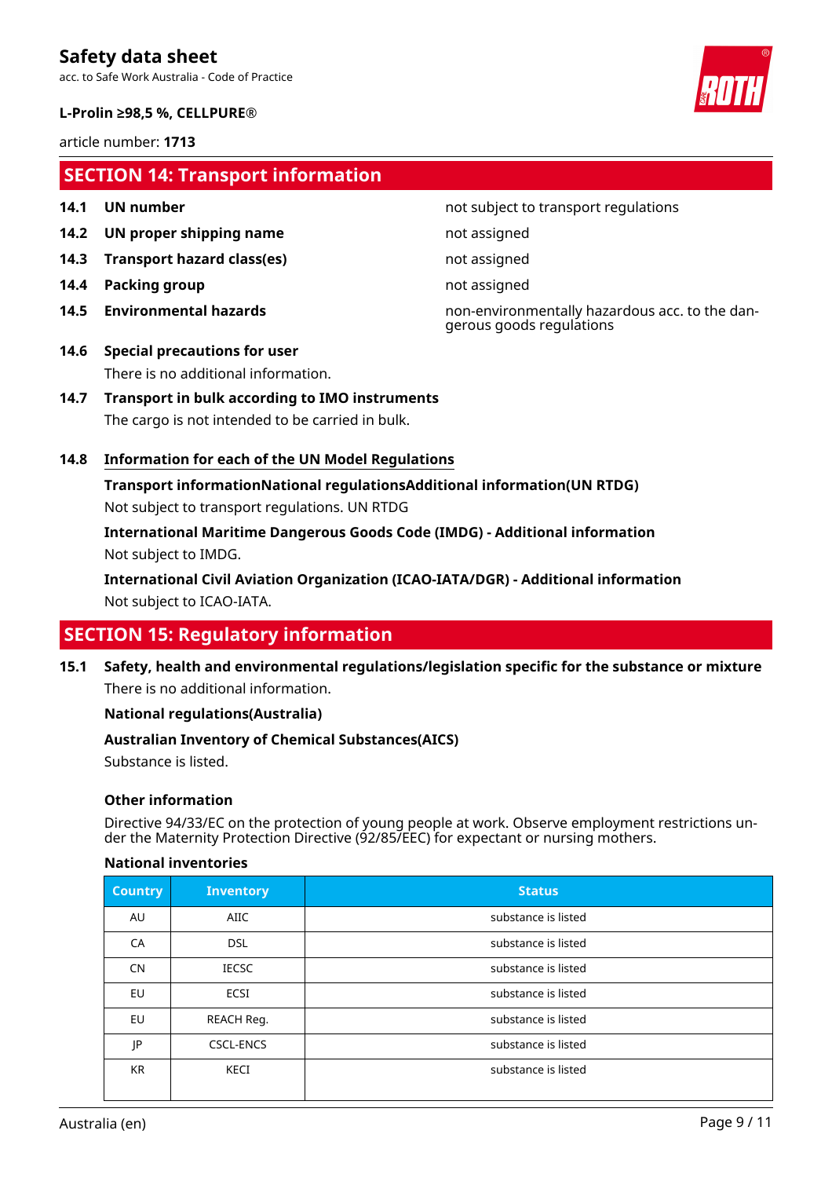## SECTION 14: Transport information

| | | |
|---|---|---|
| **14.1** | **UN number** | not subject to transport regulations |
| **14.2** | **UN proper shipping name** | not assigned |
| **14.3** | **Transport hazard class(es)** | not assigned |
| **14.4** | **Packing group** | not assigned |
| **14.5** | **Environmental hazards** | non-environmentally hazardous acc. to the dangerous goods regulations |

**14.6 Special precautions for user**

There is no additional information.

**14.7 Transport in bulk according to IMO instruments**

The cargo is not intended to be carried in bulk.

**14.8 Information for each of the UN Model Regulations**

**Transport informationNational regulationsAdditional information(UN RTDG)**

Not subject to transport regulations. UN RTDG

**International Maritime Dangerous Goods Code (IMDG) - Additional information**

Not subject to IMDG.

**International Civil Aviation Organization (ICAO-IATA/DGR) - Additional information**

Not subject to ICAO-IATA.

## SECTION 15: Regulatory information

**15.1 Safety, health and environmental regulations/legislation specific for the substance or mixture**

There is no additional information.

**National regulations(Australia)**

**Australian Inventory of Chemical Substances(AICS)**

Substance is listed.

**Other information**

Directive 94/33/EC on the protection of young people at work. Observe employment restrictions under the Maternity Protection Directive (92/85/EEC) for expectant or nursing mothers.

**National inventories**

| Country | Inventory | Status |
|---|---|---|
| AU | AIIC | substance is listed |
| CA | DSL | substance is listed |
| CN | IECSC | substance is listed |
| EU | ECSI | substance is listed |
| EU | REACH Reg. | substance is listed |
| JP | CSCL-ENCS | substance is listed |
| KR | KECI | substance is listed |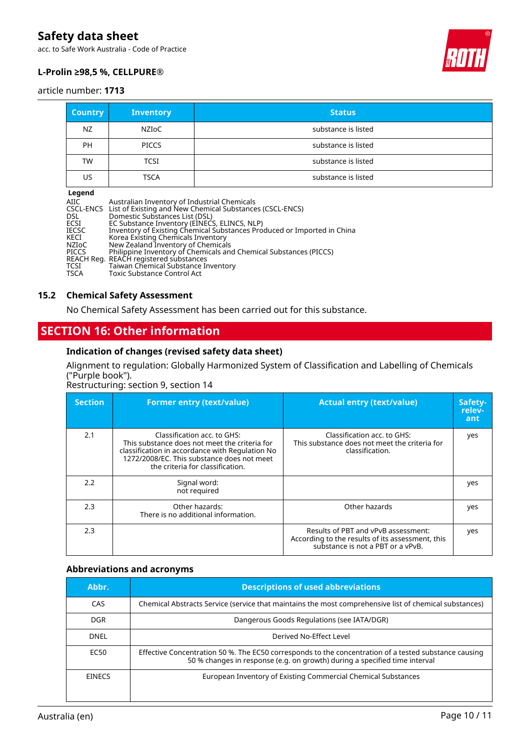| Country | Inventory | Status |
|---|---|---|
| NZ | NZIoC | substance is listed |
| PH | PICCS | substance is listed |
| TW | TCSI | substance is listed |
| US | TSCA | substance is listed |

**Legend**

AIIC Australian Inventory of Industrial Chemicals
CSCL-ENCS List of Existing and New Chemical Substances (CSCL-ENCS)
DSL Domestic Substances List (DSL)
ECSI EC Substance Inventory (EINECS, ELINCS, NLP)
IECSC Inventory of Existing Chemical Substances Produced or Imported in China
KECI Korea Existing Chemicals Inventory
NZIoC New Zealand Inventory of Chemicals
PICCS Philippine Inventory of Chemicals and Chemical Substances (PICCS)
REACH Reg. REACH registered substances
TCSI Taiwan Chemical Substance Inventory
TSCA Toxic Substance Control Act

### 15.2 Chemical Safety Assessment

No Chemical Safety Assessment has been carried out for this substance.

## SECTION 16: Other information

### Indication of changes (revised safety data sheet)

Alignment to regulation: Globally Harmonized System of Classification and Labelling of Chemicals ("Purple book").
Restructuring: section 9, section 14

| Section | Former entry (text/value) | Actual entry (text/value) | Safety-relevant |
|---|---|---|---|
| 2.1 | Classification acc. to GHS: This substance does not meet the criteria for classification in accordance with Regulation No 1272/2008/EC. This substance does not meet the criteria for classification. | Classification acc. to GHS: This substance does not meet the criteria for classification. | yes |
| 2.2 | Signal word: not required | | yes |
| 2.3 | Other hazards: There is no additional information. | Other hazards | yes |
| 2.3 | | Results of PBT and vPvB assessment: According to the results of its assessment, this substance is not a PBT or a vPvB. | yes |

### Abbreviations and acronyms

| Abbr. | Descriptions of used abbreviations |
|---|---|
| CAS | Chemical Abstracts Service (service that maintains the most comprehensive list of chemical substances) |
| DGR | Dangerous Goods Regulations (see IATA/DGR) |
| DNEL | Derived No-Effect Level |
| EC50 | Effective Concentration 50 %. The EC50 corresponds to the concentration of a tested substance causing 50 % changes in response (e.g. on growth) during a specified time interval |
| EINECS | European Inventory of Existing Commercial Chemical Substances |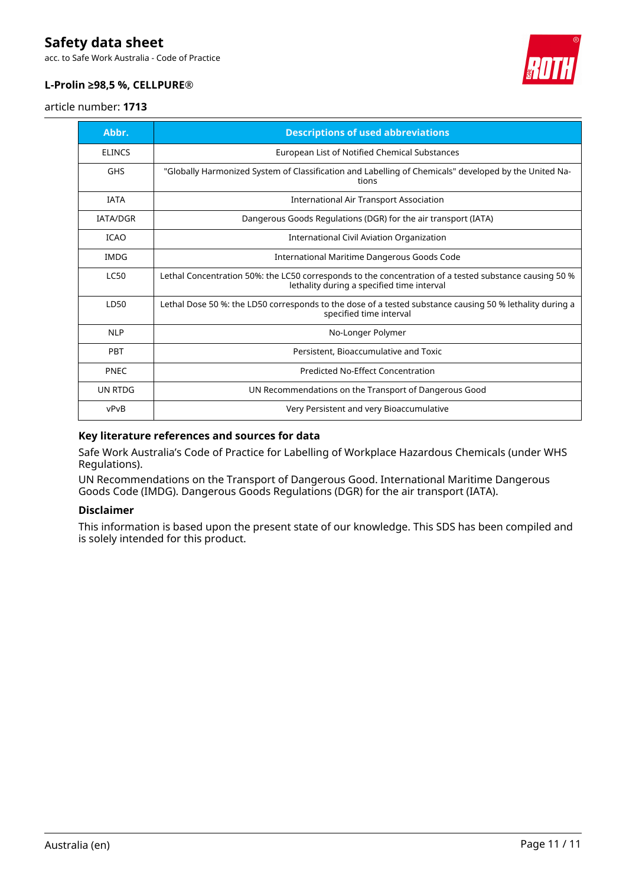| Abbr. | Descriptions of used abbreviations |
| --- | --- |
| ELINCS | European List of Notified Chemical Substances |
| GHS | "Globally Harmonized System of Classification and Labelling of Chemicals" developed by the United Nations |
| IATA | International Air Transport Association |
| IATA/DGR | Dangerous Goods Regulations (DGR) for the air transport (IATA) |
| ICAO | International Civil Aviation Organization |
| IMDG | International Maritime Dangerous Goods Code |
| LC50 | Lethal Concentration 50%: the LC50 corresponds to the concentration of a tested substance causing 50 % lethality during a specified time interval |
| LD50 | Lethal Dose 50 %: the LD50 corresponds to the dose of a tested substance causing 50 % lethality during a specified time interval |
| NLP | No-Longer Polymer |
| PBT | Persistent, Bioaccumulative and Toxic |
| PNEC | Predicted No-Effect Concentration |
| UN RTDG | UN Recommendations on the Transport of Dangerous Good |
| vPvB | Very Persistent and very Bioaccumulative |

### Key literature references and sources for data

Safe Work Australia's Code of Practice for Labelling of Workplace Hazardous Chemicals (under WHS Regulations).

UN Recommendations on the Transport of Dangerous Good. International Maritime Dangerous Goods Code (IMDG). Dangerous Goods Regulations (DGR) for the air transport (IATA).

### Disclaimer

This information is based upon the present state of our knowledge. This SDS has been compiled and is solely intended for this product.